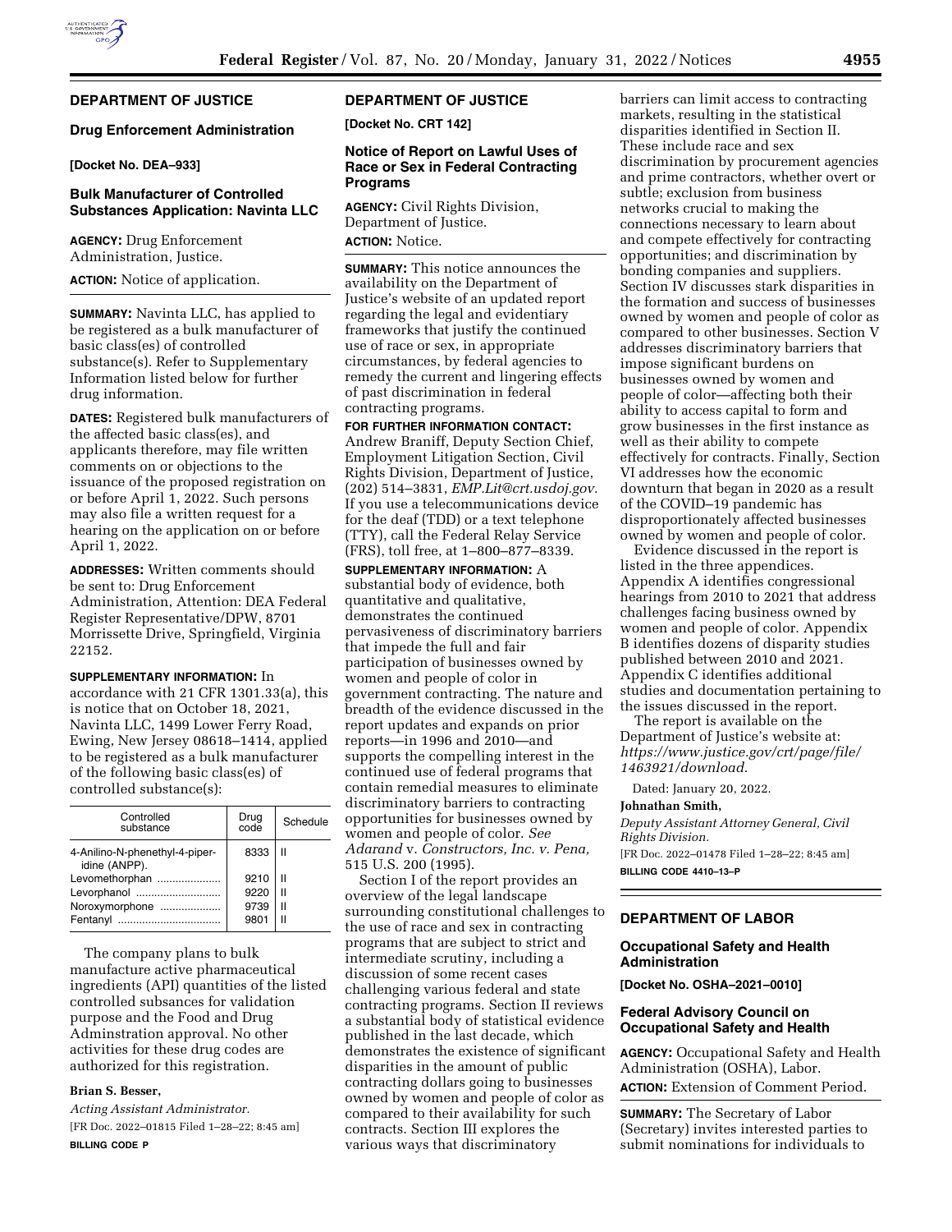## DEPARTMENT OF JUSTICE

### Drug Enforcement Administration

**[Docket No. DEA–933]**

### Bulk Manufacturer of Controlled Substances Application: Navinta LLC

**AGENCY:** Drug Enforcement Administration, Justice.

**ACTION:** Notice of application.

**SUMMARY:** Navinta LLC, has applied to be registered as a bulk manufacturer of basic class(es) of controlled substance(s). Refer to Supplementary Information listed below for further drug information.

**DATES:** Registered bulk manufacturers of the affected basic class(es), and applicants therefore, may file written comments on or objections to the issuance of the proposed registration on or before April 1, 2022. Such persons may also file a written request for a hearing on the application on or before April 1, 2022.

**ADDRESSES:** Written comments should be sent to: Drug Enforcement Administration, Attention: DEA Federal Register Representative/DPW, 8701 Morrissette Drive, Springfield, Virginia 22152.

**SUPPLEMENTARY INFORMATION:** In accordance with 21 CFR 1301.33(a), this is notice that on October 18, 2021, Navinta LLC, 1499 Lower Ferry Road, Ewing, New Jersey 08618–1414, applied to be registered as a bulk manufacturer of the following basic class(es) of controlled substance(s):

| Controlled substance | Drug code | Schedule |
|---|---|---|
| 4-Anilino-N-phenethyl-4-piperidine (ANPP). | 8333 | II |
| Levomethorphan | 9210 | II |
| Levorphanol | 9220 | II |
| Noroxymorphone | 9739 | II |
| Fentanyl | 9801 | II |

The company plans to bulk manufacture active pharmaceutical ingredients (API) quantities of the listed controlled subsances for validation purpose and the Food and Drug Adminstration approval. No other activities for these drug codes are authorized for this registration.

**Brian S. Besser,**

*Acting Assistant Administrator.*

[FR Doc. 2022–01815 Filed 1–28–22; 8:45 am]

**BILLING CODE P**

## DEPARTMENT OF JUSTICE

**[Docket No. CRT 142]**

### Notice of Report on Lawful Uses of Race or Sex in Federal Contracting Programs

**AGENCY:** Civil Rights Division, Department of Justice.

**ACTION:** Notice.

**SUMMARY:** This notice announces the availability on the Department of Justice's website of an updated report regarding the legal and evidentiary frameworks that justify the continued use of race or sex, in appropriate circumstances, by federal agencies to remedy the current and lingering effects of past discrimination in federal contracting programs.

**FOR FURTHER INFORMATION CONTACT:** Andrew Braniff, Deputy Section Chief, Employment Litigation Section, Civil Rights Division, Department of Justice, (202) 514–3831, *EMP.Lit@crt.usdoj.gov.* If you use a telecommunications device for the deaf (TDD) or a text telephone (TTY), call the Federal Relay Service (FRS), toll free, at 1–800–877–8339.

**SUPPLEMENTARY INFORMATION:** A substantial body of evidence, both quantitative and qualitative, demonstrates the continued pervasiveness of discriminatory barriers that impede the full and fair participation of businesses owned by women and people of color in government contracting. The nature and breadth of the evidence discussed in the report updates and expands on prior reports—in 1996 and 2010—and supports the compelling interest in the continued use of federal programs that contain remedial measures to eliminate discriminatory barriers to contracting opportunities for businesses owned by women and people of color. *See Adarand* v. *Constructors, Inc. v. Pena,* 515 U.S. 200 (1995).

Section I of the report provides an overview of the legal landscape surrounding constitutional challenges to the use of race and sex in contracting programs that are subject to strict and intermediate scrutiny, including a discussion of some recent cases challenging various federal and state contracting programs. Section II reviews a substantial body of statistical evidence published in the last decade, which demonstrates the existence of significant disparities in the amount of public contracting dollars going to businesses owned by women and people of color as compared to their availability for such contracts. Section III explores the various ways that discriminatory barriers can limit access to contracting markets, resulting in the statistical disparities identified in Section II. These include race and sex discrimination by procurement agencies and prime contractors, whether overt or subtle; exclusion from business networks crucial to making the connections necessary to learn about and compete effectively for contracting opportunities; and discrimination by bonding companies and suppliers. Section IV discusses stark disparities in the formation and success of businesses owned by women and people of color as compared to other businesses. Section V addresses discriminatory barriers that impose significant burdens on businesses owned by women and people of color—affecting both their ability to access capital to form and grow businesses in the first instance as well as their ability to compete effectively for contracts. Finally, Section VI addresses how the economic downturn that began in 2020 as a result of the COVID–19 pandemic has disproportionately affected businesses owned by women and people of color.

Evidence discussed in the report is listed in the three appendices. Appendix A identifies congressional hearings from 2010 to 2021 that address challenges facing business owned by women and people of color. Appendix B identifies dozens of disparity studies published between 2010 and 2021. Appendix C identifies additional studies and documentation pertaining to the issues discussed in the report.

The report is available on the Department of Justice's website at: *https://www.justice.gov/crt/page/file/1463921/download.*

Dated: January 20, 2022.

**Johnathan Smith,**

*Deputy Assistant Attorney General, Civil Rights Division.*

[FR Doc. 2022–01478 Filed 1–28–22; 8:45 am]

**BILLING CODE 4410–13–P**

## DEPARTMENT OF LABOR

### Occupational Safety and Health Administration

**[Docket No. OSHA–2021–0010]**

### Federal Advisory Council on Occupational Safety and Health

**AGENCY:** Occupational Safety and Health Administration (OSHA), Labor.

**ACTION:** Extension of Comment Period.

**SUMMARY:** The Secretary of Labor (Secretary) invites interested parties to submit nominations for individuals to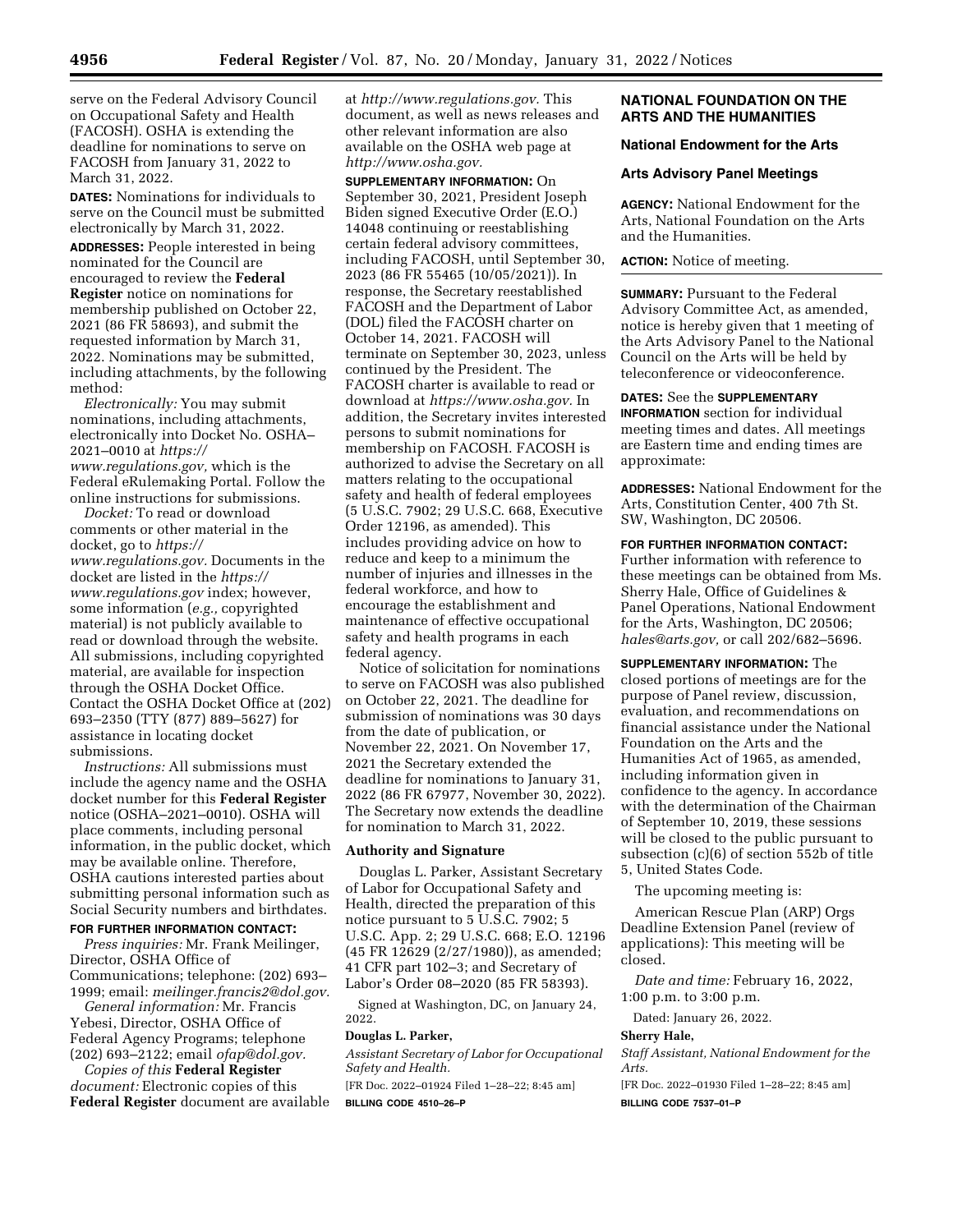serve on the Federal Advisory Council on Occupational Safety and Health (FACOSH). OSHA is extending the deadline for nominations to serve on FACOSH from January 31, 2022 to March 31, 2022.

**DATES:** Nominations for individuals to serve on the Council must be submitted electronically by March 31, 2022.

**ADDRESSES:** People interested in being nominated for the Council are encouraged to review the **Federal Register** notice on nominations for membership published on October 22, 2021 (86 FR 58693), and submit the requested information by March 31, 2022. Nominations may be submitted, including attachments, by the following method:

*Electronically:* You may submit nominations, including attachments, electronically into Docket No. OSHA–2021–0010 at *https://www.regulations.gov,* which is the Federal eRulemaking Portal. Follow the online instructions for submissions.

*Docket:* To read or download comments or other material in the docket, go to *https://www.regulations.gov.* Documents in the docket are listed in the *https://www.regulations.gov* index; however, some information (*e.g.,* copyrighted material) is not publicly available to read or download through the website. All submissions, including copyrighted material, are available for inspection through the OSHA Docket Office. Contact the OSHA Docket Office at (202) 693–2350 (TTY (877) 889–5627) for assistance in locating docket submissions.

*Instructions:* All submissions must include the agency name and the OSHA docket number for this **Federal Register** notice (OSHA–2021–0010). OSHA will place comments, including personal information, in the public docket, which may be available online. Therefore, OSHA cautions interested parties about submitting personal information such as Social Security numbers and birthdates.

**FOR FURTHER INFORMATION CONTACT:**

*Press inquiries:* Mr. Frank Meilinger, Director, OSHA Office of Communications; telephone: (202) 693–1999; email: *meilinger.francis2@dol.gov.*

*General information:* Mr. Francis Yebesi, Director, OSHA Office of Federal Agency Programs; telephone (202) 693–2122; email *ofap@dol.gov.*

*Copies of this* **Federal Register** *document:* Electronic copies of this **Federal Register** document are available at *http://www.regulations.gov.* This document, as well as news releases and other relevant information are also available on the OSHA web page at *http://www.osha.gov.*

**SUPPLEMENTARY INFORMATION:** On September 30, 2021, President Joseph Biden signed Executive Order (E.O.) 14048 continuing or reestablishing certain federal advisory committees, including FACOSH, until September 30, 2023 (86 FR 55465 (10/05/2021)). In response, the Secretary reestablished FACOSH and the Department of Labor (DOL) filed the FACOSH charter on October 14, 2021. FACOSH will terminate on September 30, 2023, unless continued by the President. The FACOSH charter is available to read or download at *https://www.osha.gov.* In addition, the Secretary invites interested persons to submit nominations for membership on FACOSH. FACOSH is authorized to advise the Secretary on all matters relating to the occupational safety and health of federal employees (5 U.S.C. 7902; 29 U.S.C. 668, Executive Order 12196, as amended). This includes providing advice on how to reduce and keep to a minimum the number of injuries and illnesses in the federal workforce, and how to encourage the establishment and maintenance of effective occupational safety and health programs in each federal agency.

Notice of solicitation for nominations to serve on FACOSH was also published on October 22, 2021. The deadline for submission of nominations was 30 days from the date of publication, or November 22, 2021. On November 17, 2021 the Secretary extended the deadline for nominations to January 31, 2022 (86 FR 67977, November 30, 2022). The Secretary now extends the deadline for nomination to March 31, 2022.

### Authority and Signature

Douglas L. Parker, Assistant Secretary of Labor for Occupational Safety and Health, directed the preparation of this notice pursuant to 5 U.S.C. 7902; 5 U.S.C. App. 2; 29 U.S.C. 668; E.O. 12196 (45 FR 12629 (2/27/1980)), as amended; 41 CFR part 102–3; and Secretary of Labor's Order 08–2020 (85 FR 58393).

Signed at Washington, DC, on January 24, 2022.

**Douglas L. Parker,**

*Assistant Secretary of Labor for Occupational Safety and Health.*

[FR Doc. 2022–01924 Filed 1–28–22; 8:45 am]

**BILLING CODE 4510–26–P**

## NATIONAL FOUNDATION ON THE ARTS AND THE HUMANITIES

### National Endowment for the Arts

### Arts Advisory Panel Meetings

**AGENCY:** National Endowment for the Arts, National Foundation on the Arts and the Humanities.

**ACTION:** Notice of meeting.

**SUMMARY:** Pursuant to the Federal Advisory Committee Act, as amended, notice is hereby given that 1 meeting of the Arts Advisory Panel to the National Council on the Arts will be held by teleconference or videoconference.

**DATES:** See the **SUPPLEMENTARY INFORMATION** section for individual meeting times and dates. All meetings are Eastern time and ending times are approximate:

**ADDRESSES:** National Endowment for the Arts, Constitution Center, 400 7th St. SW, Washington, DC 20506.

**FOR FURTHER INFORMATION CONTACT:** Further information with reference to these meetings can be obtained from Ms. Sherry Hale, Office of Guidelines & Panel Operations, National Endowment for the Arts, Washington, DC 20506; *hales@arts.gov,* or call 202/682–5696.

**SUPPLEMENTARY INFORMATION:** The closed portions of meetings are for the purpose of Panel review, discussion, evaluation, and recommendations on financial assistance under the National Foundation on the Arts and the Humanities Act of 1965, as amended, including information given in confidence to the agency. In accordance with the determination of the Chairman of September 10, 2019, these sessions will be closed to the public pursuant to subsection (c)(6) of section 552b of title 5, United States Code.

The upcoming meeting is:

American Rescue Plan (ARP) Orgs Deadline Extension Panel (review of applications): This meeting will be closed.

*Date and time:* February 16, 2022, 1:00 p.m. to 3:00 p.m.

Dated: January 26, 2022.

**Sherry Hale,**

*Staff Assistant, National Endowment for the Arts.*

[FR Doc. 2022–01930 Filed 1–28–22; 8:45 am]

**BILLING CODE 7537–01–P**